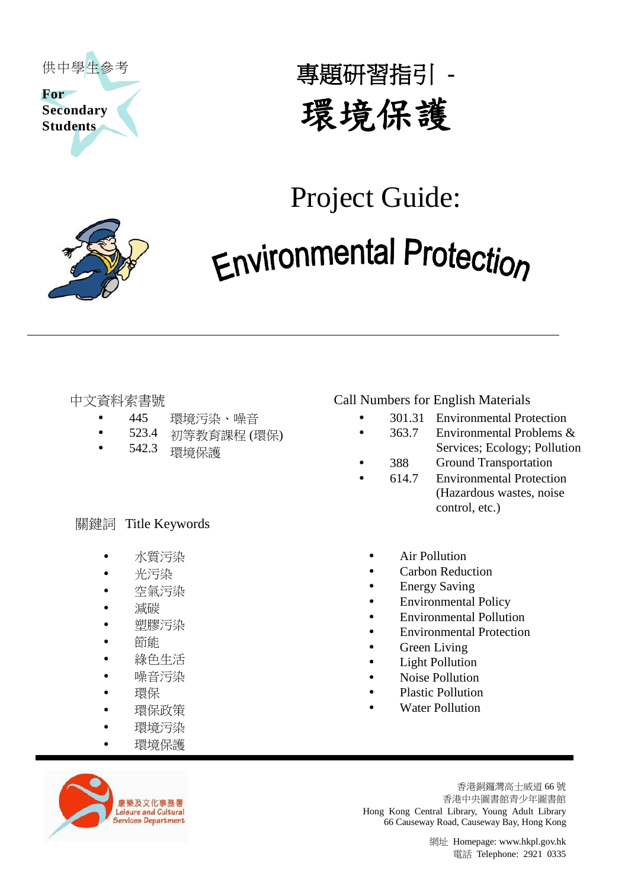供中學生參考

**For Secondary Students**

# 專題研習指引 - 環境保護

# Project Guide: Environmental Protection

---

## 中文資料索書號

- 445　環境污染、噪音
- 523.4　初等教育課程 (環保)
- 542.3　環境保護

## Call Numbers for English Materials

- 301.31　Environmental Protection
- 363.7　Environmental Problems & Services; Ecology; Pollution
- 388　Ground Transportation
- 614.7　Environmental Protection (Hazardous wastes, noise control, etc.)

## 關鍵詞 Title Keywords

- 水質污染
- 光污染
- 空氣污染
- 減碳
- 塑膠污染
- 節能
- 綠色生活
- 噪音污染
- 環保
- 環保政策
- 環境污染
- 環境保護

- Air Pollution
- Carbon Reduction
- Energy Saving
- Environmental Policy
- Environmental Pollution
- Environmental Protection
- Green Living
- Light Pollution
- Noise Pollution
- Plastic Pollution
- Water Pollution

---

康樂及文化事務署
Leisure and Cultural Services Department

香港銅鑼灣高士威道 66 號
香港中央圖書館青少年圖書館
Hong Kong Central Library, Young Adult Library
66 Causeway Road, Causeway Bay, Hong Kong

網址 Homepage: www.hkpl.gov.hk
電話 Telephone: 2921 0335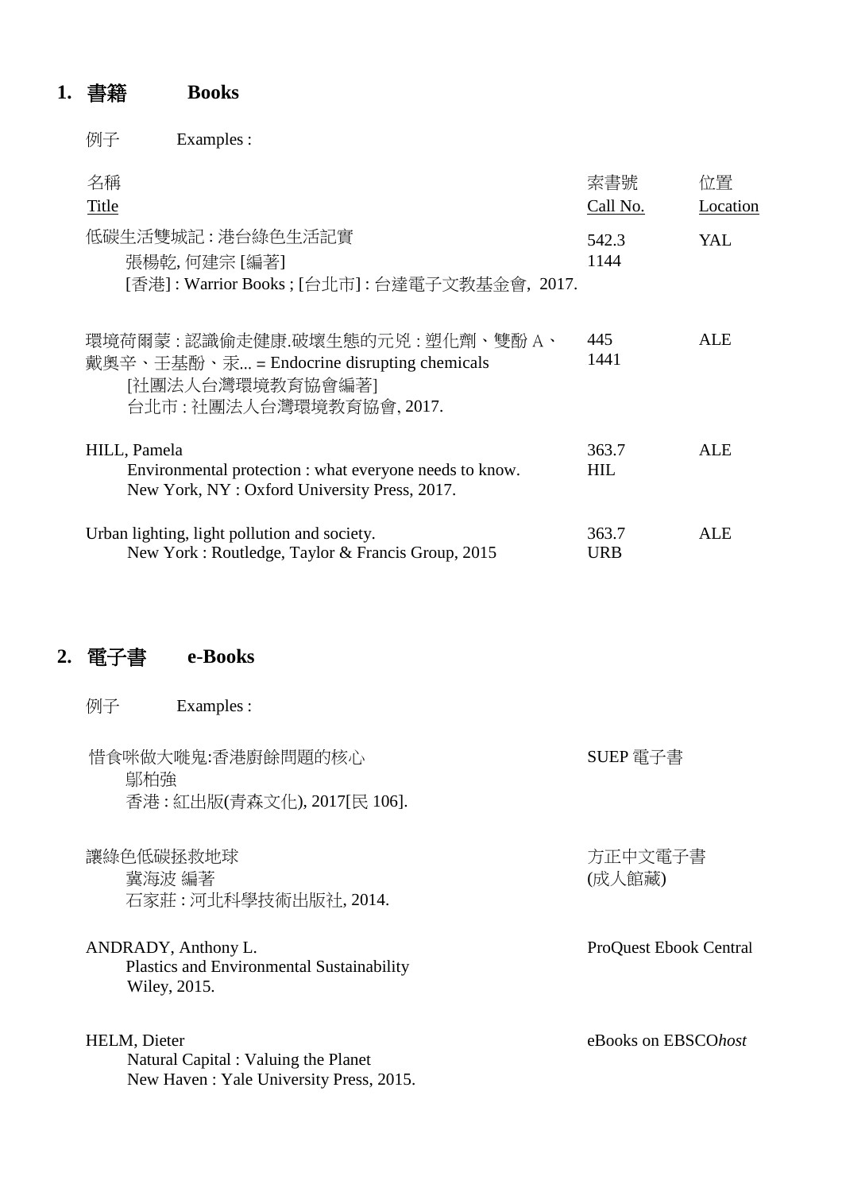## 1. 書籍 Books

例子 Examples :

| 名稱<br>Title | 索書號<br>Call No. | 位置<br>Location |
|---|---|---|
| 低碳生活雙城記 : 港台綠色生活記實<br>張楊乾, 何建宗 [編著]<br>[香港] : Warrior Books ; [台北市] : 台達電子文教基金會, 2017. | 542.3<br>1144 | YAL |
| 環境荷爾蒙 : 認識偷走健康.破壞生態的元兇 : 塑化劑、雙酚 A、戴奧辛、壬基酚、汞... = Endocrine disrupting chemicals<br>[社團法人台灣環境教育協會編著]<br>台北市 : 社團法人台灣環境教育協會, 2017. | 445<br>1441 | ALE |
| HILL, Pamela<br>Environmental protection : what everyone needs to know.<br>New York, NY : Oxford University Press, 2017. | 363.7<br>HIL | ALE |
| Urban lighting, light pollution and society.<br>New York : Routledge, Taylor & Francis Group, 2015 | 363.7<br>URB | ALE |

## 2. 電子書 e-Books

例子 Examples :

| | |
|---|---|
| 惜食咪做大嘥鬼:香港廚餘問題的核心<br>鄔柏強<br>香港 : 紅出版(青森文化), 2017[民 106]. | SUEP 電子書 |
| 讓綠色低碳拯救地球<br>冀海波 編著<br>石家莊 : 河北科學技術出版社, 2014. | 方正中文電子書<br>(成人館藏) |
| ANDRADY, Anthony L.<br>Plastics and Environmental Sustainability<br>Wiley, 2015. | ProQuest Ebook Central |
| HELM, Dieter<br>Natural Capital : Valuing the Planet<br>New Haven : Yale University Press, 2015. | eBooks on EBSCO*host* |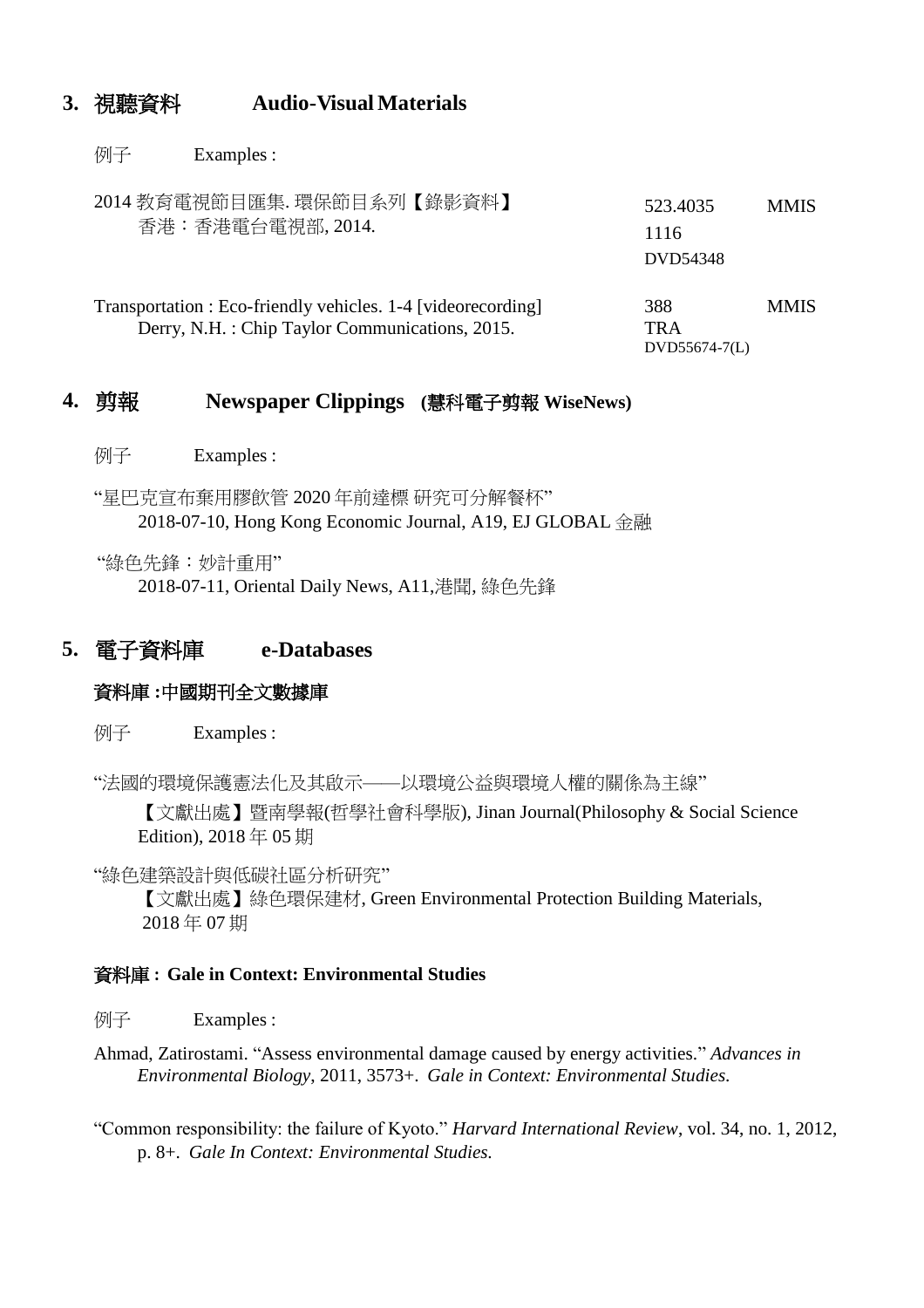## 3. 視聽資料 Audio-Visual Materials

例子 Examples :

| | | |
|---|---|---|
| 2014 教育電視節目匯集. 環保節目系列【錄影資料】<br>香港：香港電台電視部, 2014. | 523.4035<br>1116<br>DVD54348 | MMIS |
| Transportation : Eco-friendly vehicles. 1-4 [videorecording]<br>Derry, N.H. : Chip Taylor Communications, 2015. | 388<br>TRA<br>DVD55674-7(L) | MMIS |

## 4. 剪報 Newspaper Clippings (慧科電子剪報 WiseNews)

例子 Examples :

"星巴克宣布棄用膠飲管 2020 年前達標 研究可分解餐杯"
2018-07-10, Hong Kong Economic Journal, A19, EJ GLOBAL 金融

"綠色先鋒：妙計重用"
2018-07-11, Oriental Daily News, A11,港聞, 綠色先鋒

## 5. 電子資料庫 e-Databases

### 資料庫 :中國期刊全文數據庫

例子 Examples :

"法國的環境保護憲法化及其啟示——以環境公益與環境人權的關係為主線"
【文獻出處】暨南學報(哲學社會科學版), Jinan Journal(Philosophy & Social Science Edition), 2018 年 05 期

"綠色建築設計與低碳社區分析研究"
【文獻出處】綠色環保建材, Green Environmental Protection Building Materials, 2018 年 07 期

### 資料庫 : Gale in Context: Environmental Studies

例子 Examples :

Ahmad, Zatirostami. "Assess environmental damage caused by energy activities." *Advances in Environmental Biology*, 2011, 3573+. *Gale in Context: Environmental Studies.*

"Common responsibility: the failure of Kyoto." *Harvard International Review*, vol. 34, no. 1, 2012, p. 8+. *Gale In Context: Environmental Studies.*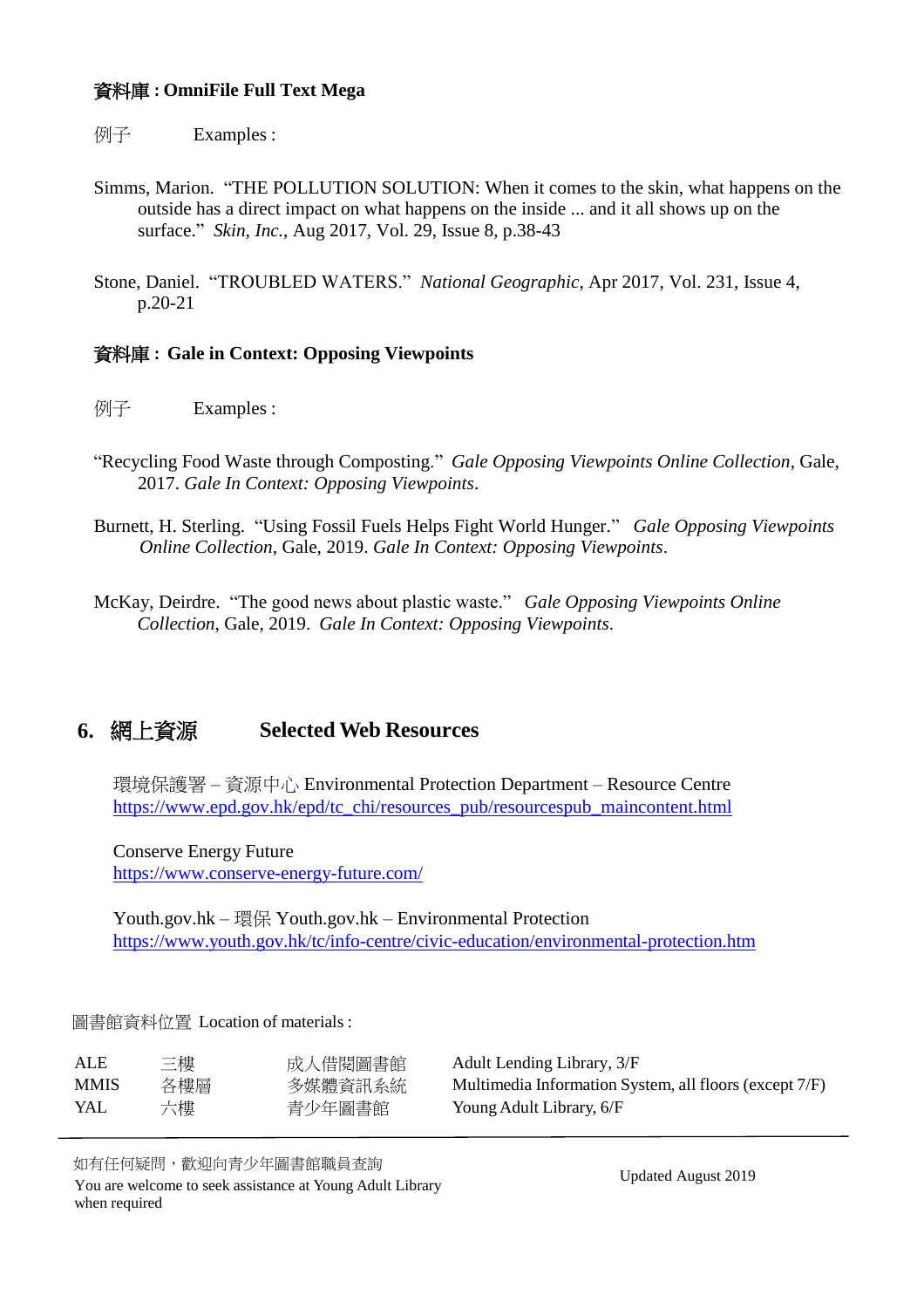**資料庫 : OmniFile Full Text Mega**

例子 Examples :

Simms, Marion. "THE POLLUTION SOLUTION: When it comes to the skin, what happens on the outside has a direct impact on what happens on the inside ... and it all shows up on the surface." *Skin, Inc.*, Aug 2017, Vol. 29, Issue 8, p.38-43

Stone, Daniel. "TROUBLED WATERS." *National Geographic*, Apr 2017, Vol. 231, Issue 4, p.20-21

**資料庫 : Gale in Context: Opposing Viewpoints**

例子 Examples :

"Recycling Food Waste through Composting." *Gale Opposing Viewpoints Online Collection*, Gale, 2017. *Gale In Context: Opposing Viewpoints*.

Burnett, H. Sterling. "Using Fossil Fuels Helps Fight World Hunger." *Gale Opposing Viewpoints Online Collection*, Gale, 2019. *Gale In Context: Opposing Viewpoints*.

McKay, Deirdre. "The good news about plastic waste." *Gale Opposing Viewpoints Online Collection*, Gale, 2019. *Gale In Context: Opposing Viewpoints*.

## 6. 網上資源 Selected Web Resources

環境保護署 – 資源中心 Environmental Protection Department – Resource Centre
https://www.epd.gov.hk/epd/tc_chi/resources_pub/resourcespub_maincontent.html

Conserve Energy Future
https://www.conserve-energy-future.com/

Youth.gov.hk – 環保 Youth.gov.hk – Environmental Protection
https://www.youth.gov.hk/tc/info-centre/civic-education/environmental-protection.htm

圖書館資料位置 Location of materials :

| | | | |
|---|---|---|---|
| ALE | 三樓 | 成人借閱圖書館 | Adult Lending Library, 3/F |
| MMIS | 各樓層 | 多媒體資訊系統 | Multimedia Information System, all floors (except 7/F) |
| YAL | 六樓 | 青少年圖書館 | Young Adult Library, 6/F |

如有任何疑問，歡迎向青少年圖書館職員查詢
You are welcome to seek assistance at Young Adult Library when required

Updated August 2019